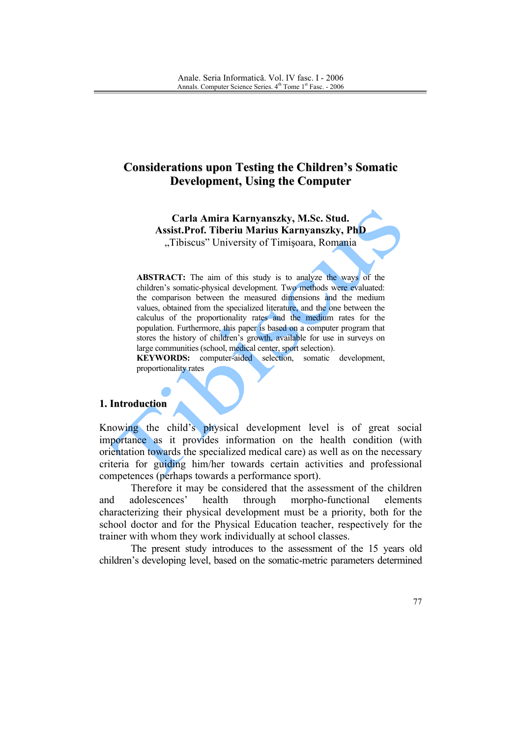# Considerations upon Testing the Children's Somatic Development, Using the Computer

**Carla Amira Karnyanszky, M.Sc. Stud.**
**Assist.Prof. Tiberiu Marius Karnyanszky, PhD**
„Tibiscus" University of Timişoara, Romania

**ABSTRACT:** The aim of this study is to analyze the ways of the children's somatic-physical development. Two methods were evaluated: the comparison between the measured dimensions and the medium values, obtained from the specialized literature, and the one between the calculus of the proportionality rates and the medium rates for the population. Furthermore, this paper is based on a computer program that stores the history of children's growth, available for use in surveys on large communities (school, medical center, sport selection).
**KEYWORDS:** computer-aided selection, somatic development, proportionality rates

## 1. Introduction

Knowing the child's physical development level is of great social importance as it provides information on the health condition (with orientation towards the specialized medical care) as well as on the necessary criteria for guiding him/her towards certain activities and professional competences (perhaps towards a performance sport).

Therefore it may be considered that the assessment of the children and adolescences' health through morpho-functional elements characterizing their physical development must be a priority, both for the school doctor and for the Physical Education teacher, respectively for the trainer with whom they work individually at school classes.

The present study introduces to the assessment of the 15 years old children's developing level, based on the somatic-metric parameters determined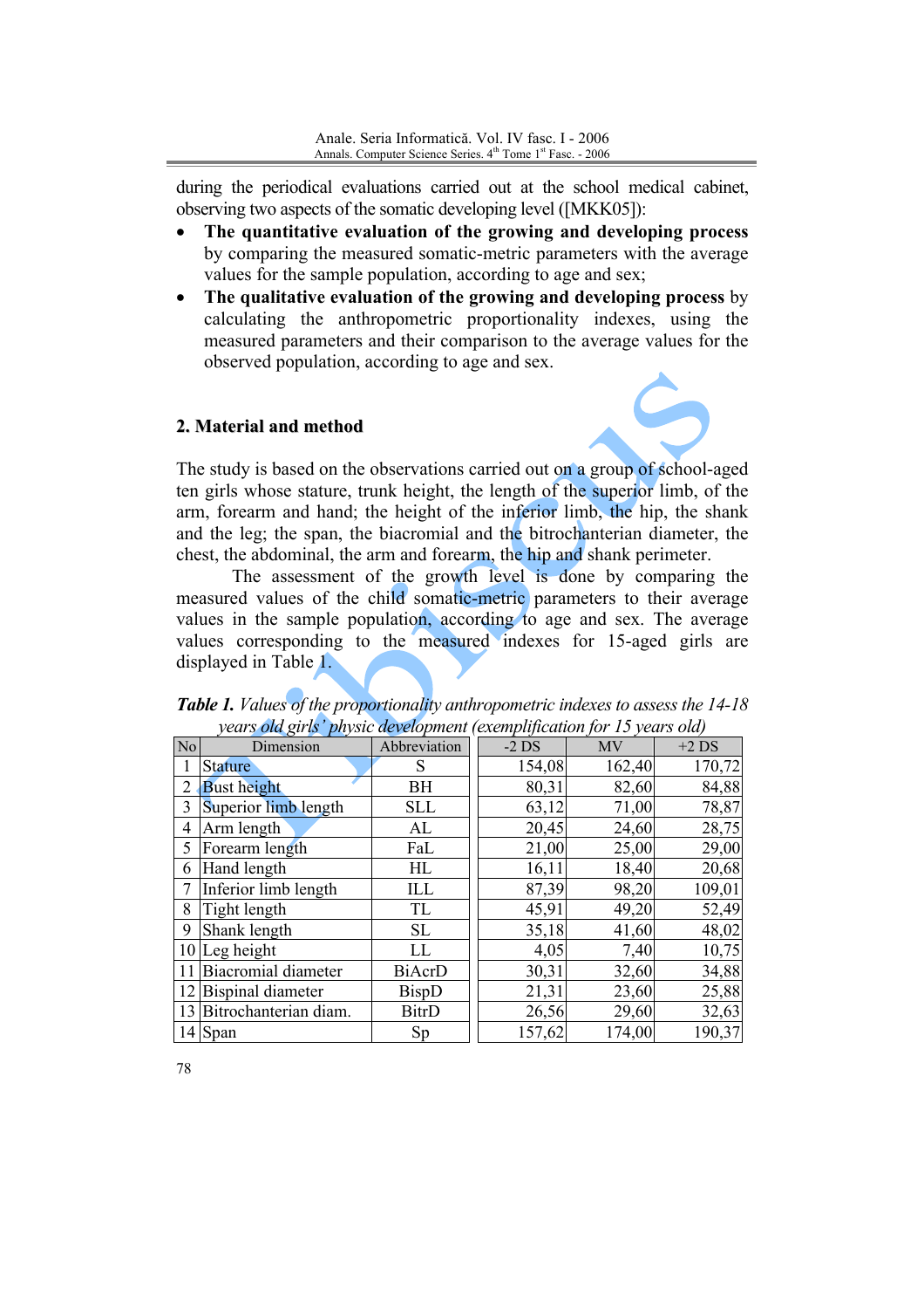during the periodical evaluations carried out at the school medical cabinet, observing two aspects of the somatic developing level ([MKK05]):

- **The quantitative evaluation of the growing and developing process** by comparing the measured somatic-metric parameters with the average values for the sample population, according to age and sex;
- **The qualitative evaluation of the growing and developing process** by calculating the anthropometric proportionality indexes, using the measured parameters and their comparison to the average values for the observed population, according to age and sex.

## 2. Material and method

The study is based on the observations carried out on a group of school-aged ten girls whose stature, trunk height, the length of the superior limb, of the arm, forearm and hand; the height of the inferior limb, the hip, the shank and the leg; the span, the biacromial and the bitrochanterian diameter, the chest, the abdominal, the arm and forearm, the hip and shank perimeter.

The assessment of the growth level is done by comparing the measured values of the child somatic-metric parameters to their average values in the sample population, according to age and sex. The average values corresponding to the measured indexes for 15-aged girls are displayed in Table 1.

***Table 1.*** *Values of the proportionality anthropometric indexes to assess the 14-18 years old girls' physic development (exemplification for 15 years old)*

| No | Dimension | Abbreviation | -2 DS | MV | +2 DS |
|---|---|---|---|---|---|
| 1 | Stature | S | 154,08 | 162,40 | 170,72 |
| 2 | Bust height | BH | 80,31 | 82,60 | 84,88 |
| 3 | Superior limb length | SLL | 63,12 | 71,00 | 78,87 |
| 4 | Arm length | AL | 20,45 | 24,60 | 28,75 |
| 5 | Forearm length | FaL | 21,00 | 25,00 | 29,00 |
| 6 | Hand length | HL | 16,11 | 18,40 | 20,68 |
| 7 | Inferior limb length | ILL | 87,39 | 98,20 | 109,01 |
| 8 | Tight length | TL | 45,91 | 49,20 | 52,49 |
| 9 | Shank length | SL | 35,18 | 41,60 | 48,02 |
| 10 | Leg height | LL | 4,05 | 7,40 | 10,75 |
| 11 | Biacromial diameter | BiAcrD | 30,31 | 32,60 | 34,88 |
| 12 | Bispinal diameter | BispD | 21,31 | 23,60 | 25,88 |
| 13 | Bitrochanterian diam. | BitrD | 26,56 | 29,60 | 32,63 |
| 14 | Span | Sp | 157,62 | 174,00 | 190,37 |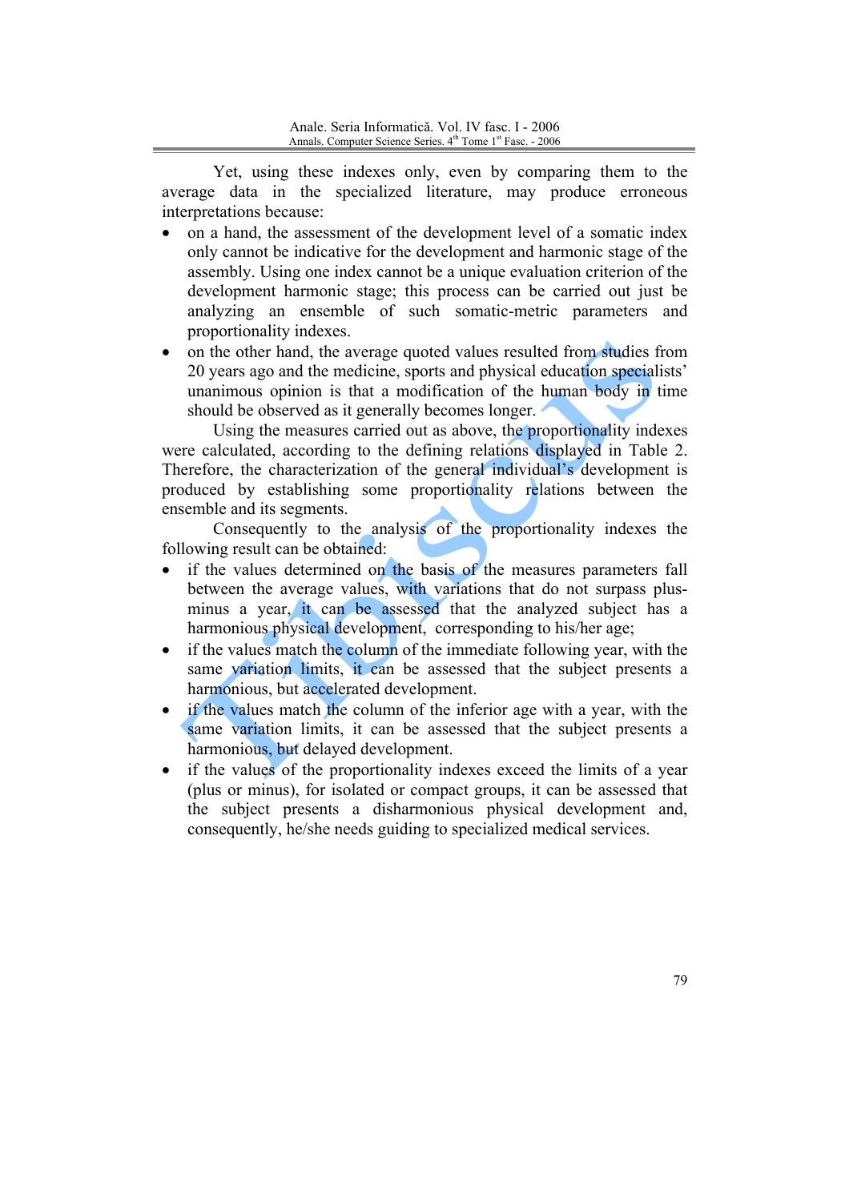Yet, using these indexes only, even by comparing them to the average data in the specialized literature, may produce erroneous interpretations because:

- on a hand, the assessment of the development level of a somatic index only cannot be indicative for the development and harmonic stage of the assembly. Using one index cannot be a unique evaluation criterion of the development harmonic stage; this process can be carried out just be analyzing an ensemble of such somatic-metric parameters and proportionality indexes.
- on the other hand, the average quoted values resulted from studies from 20 years ago and the medicine, sports and physical education specialists' unanimous opinion is that a modification of the human body in time should be observed as it generally becomes longer.

Using the measures carried out as above, the proportionality indexes were calculated, according to the defining relations displayed in Table 2. Therefore, the characterization of the general individual's development is produced by establishing some proportionality relations between the ensemble and its segments.

Consequently to the analysis of the proportionality indexes the following result can be obtained:

- if the values determined on the basis of the measures parameters fall between the average values, with variations that do not surpass plus-minus a year, it can be assessed that the analyzed subject has a harmonious physical development, corresponding to his/her age;
- if the values match the column of the immediate following year, with the same variation limits, it can be assessed that the subject presents a harmonious, but accelerated development.
- if the values match the column of the inferior age with a year, with the same variation limits, it can be assessed that the subject presents a harmonious, but delayed development.
- if the values of the proportionality indexes exceed the limits of a year (plus or minus), for isolated or compact groups, it can be assessed that the subject presents a disharmonious physical development and, consequently, he/she needs guiding to specialized medical services.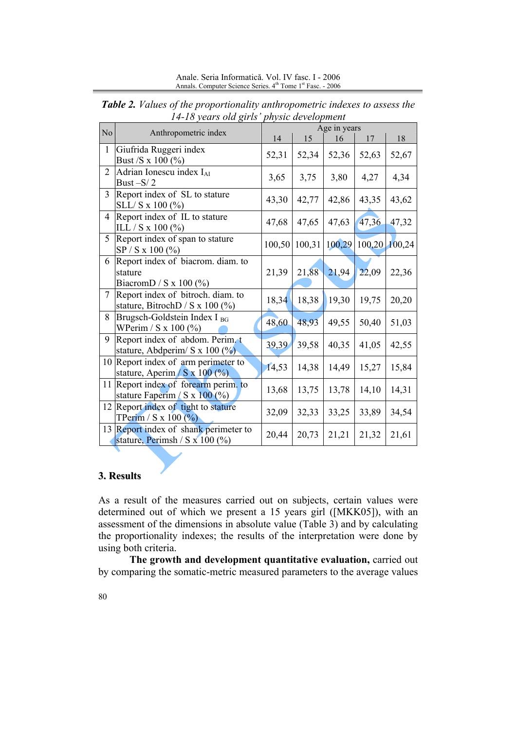**Table 2.** *Values of the proportionality anthropometric indexes to assess the 14-18 years old girls' physic development*

| No | Anthropometric index | Age in years | | | | |
|---|---|---|---|---|---|---|
| | | 14 | 15 | 16 | 17 | 18 |
| 1 | Giufrida Ruggeri index Bust /S x 100 (%) | 52,31 | 52,34 | 52,36 | 52,63 | 52,67 |
| 2 | Adrian Ionescu index $I_{AI}$ Bust –S/ 2 | 3,65 | 3,75 | 3,80 | 4,27 | 4,34 |
| 3 | Report index of SL to stature SLL/ S x 100 (%) | 43,30 | 42,77 | 42,86 | 43,35 | 43,62 |
| 4 | Report index of IL to stature ILL / S x 100 (%) | 47,68 | 47,65 | 47,63 | 47,36 | 47,32 |
| 5 | Report index of span to stature SP / S x 100 (%) | 100,50 | 100,31 | 100,29 | 100,20 | 100,24 |
| 6 | Report index of biacrom. diam. to stature BiacromD / S x 100 (%) | 21,39 | 21,88 | 21,94 | 22,09 | 22,36 |
| 7 | Report index of bitroch. diam. to stature, BitrochD / S x 100 (%) | 18,34 | 18,38 | 19,30 | 19,75 | 20,20 |
| 8 | Brugsch-Goldstein Index $I_{BG}$ WPerim / S x 100 (%) | 48,60 | 48,93 | 49,55 | 50,40 | 51,03 |
| 9 | Report index of abdom. Perim. t stature, Abdperim/ S x 100 (%) | 39,39 | 39,58 | 40,35 | 41,05 | 42,55 |
| 10 | Report index of arm perimeter to stature, Aperim / S x 100 (%) | 14,53 | 14,38 | 14,49 | 15,27 | 15,84 |
| 11 | Report index of forearm perim. to stature Faperim / S x 100 (%) | 13,68 | 13,75 | 13,78 | 14,10 | 14,31 |
| 12 | Report index of tight to stature TPerim / S x 100 (%) | 32,09 | 32,33 | 33,25 | 33,89 | 34,54 |
| 13 | Report index of shank perimeter to stature, Perimsh / S x 100 (%) | 20,44 | 20,73 | 21,21 | 21,32 | 21,61 |

## 3. Results

As a result of the measures carried out on subjects, certain values were determined out of which we present a 15 years girl ([MKK05]), with an assessment of the dimensions in absolute value (Table 3) and by calculating the proportionality indexes; the results of the interpretation were done by using both criteria.

**The growth and development quantitative evaluation,** carried out by comparing the somatic-metric measured parameters to the average values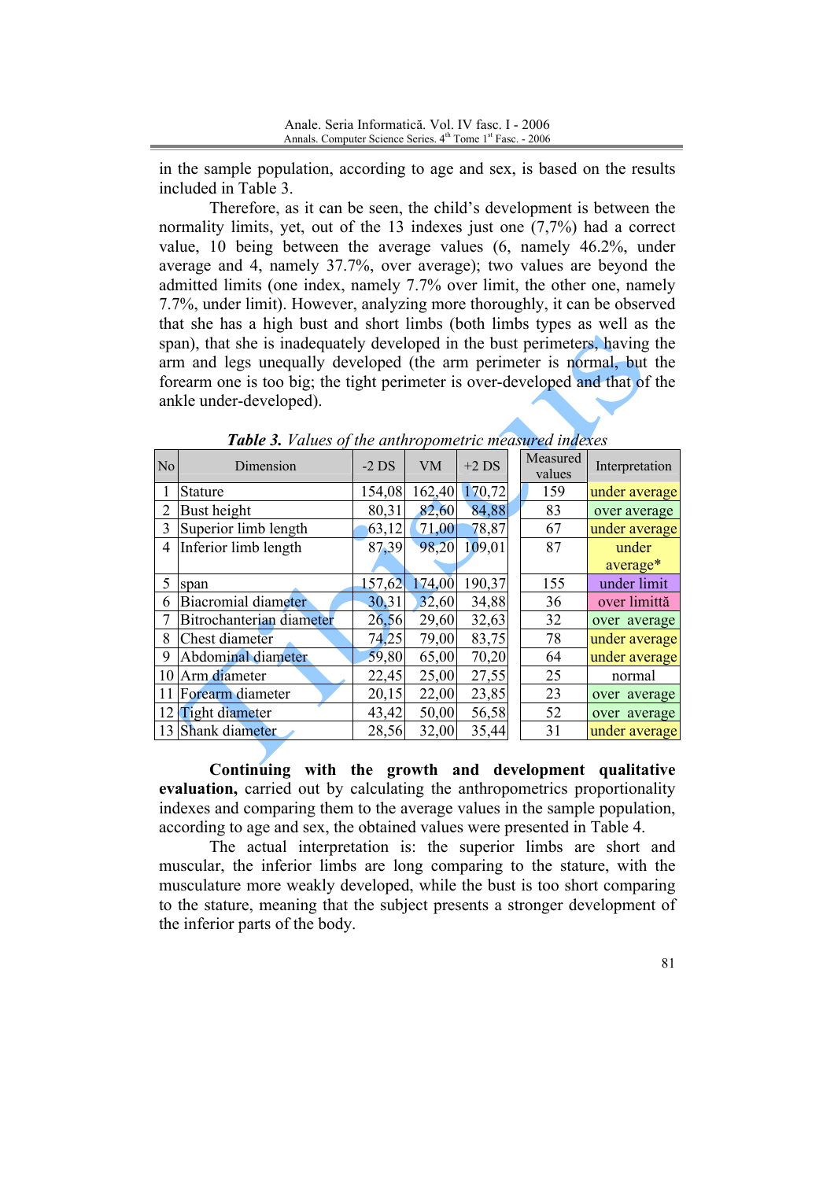in the sample population, according to age and sex, is based on the results included in Table 3.

Therefore, as it can be seen, the child's development is between the normality limits, yet, out of the 13 indexes just one (7,7%) had a correct value, 10 being between the average values (6, namely 46.2%, under average and 4, namely 37.7%, over average); two values are beyond the admitted limits (one index, namely 7.7% over limit, the other one, namely 7.7%, under limit). However, analyzing more thoroughly, it can be observed that she has a high bust and short limbs (both limbs types as well as the span), that she is inadequately developed in the bust perimeters, having the arm and legs unequally developed (the arm perimeter is normal, but the forearm one is too big; the tight perimeter is over-developed and that of the ankle under-developed).

***Table 3.*** *Values of the anthropometric measured indexes*

| No | Dimension | -2 DS | VM | +2 DS | Measured values | Interpretation |
|---|---|---|---|---|---|---|
| 1 | Stature | 154,08 | 162,40 | 170,72 | 159 | under average |
| 2 | Bust height | 80,31 | 82,60 | 84,88 | 83 | over average |
| 3 | Superior limb length | 63,12 | 71,00 | 78,87 | 67 | under average |
| 4 | Inferior limb length | 87,39 | 98,20 | 109,01 | 87 | under average* |
| 5 | span | 157,62 | 174,00 | 190,37 | 155 | under limit |
| 6 | Biacromial diameter | 30,31 | 32,60 | 34,88 | 36 | over limită |
| 7 | Bitrochanterian diameter | 26,56 | 29,60 | 32,63 | 32 | over average |
| 8 | Chest diameter | 74,25 | 79,00 | 83,75 | 78 | under average |
| 9 | Abdominal diameter | 59,80 | 65,00 | 70,20 | 64 | under average |
| 10 | Arm diameter | 22,45 | 25,00 | 27,55 | 25 | normal |
| 11 | Forearm diameter | 20,15 | 22,00 | 23,85 | 23 | over average |
| 12 | Tight diameter | 43,42 | 50,00 | 56,58 | 52 | over average |
| 13 | Shank diameter | 28,56 | 32,00 | 35,44 | 31 | under average |

**Continuing with the growth and development qualitative evaluation,** carried out by calculating the anthropometrics proportionality indexes and comparing them to the average values in the sample population, according to age and sex, the obtained values were presented in Table 4.

The actual interpretation is: the superior limbs are short and muscular, the inferior limbs are long comparing to the stature, with the musculature more weakly developed, while the bust is too short comparing to the stature, meaning that the subject presents a stronger development of the inferior parts of the body.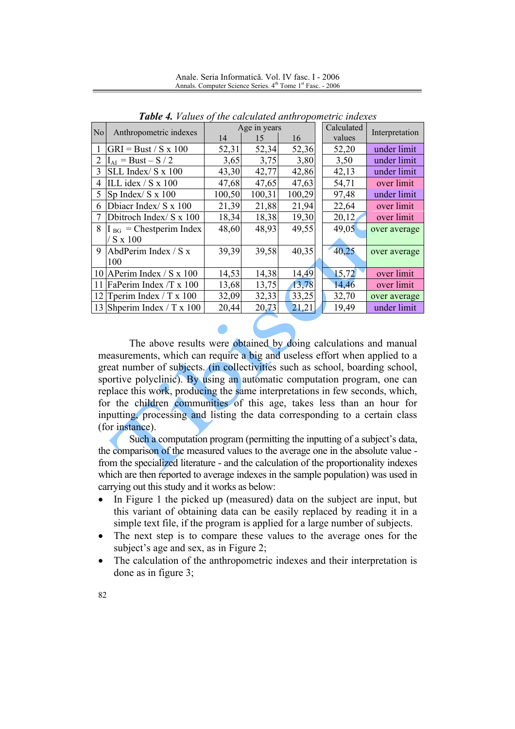***Table 4.*** *Values of the calculated anthropometric indexes*

| No | Anthropometric indexes | Age in years | | | Calculated values | Interpretation |
|---|---|---|---|---|---|---|
| | | 14 | 15 | 16 | | |
| 1 | GRI = Bust / S x 100 | 52,31 | 52,34 | 52,36 | 52,20 | under limit |
| 2 | $I_{AI}$ = Bust – S / 2 | 3,65 | 3,75 | 3,80 | 3,50 | under limit |
| 3 | SLL Index/ S x 100 | 43,30 | 42,77 | 42,86 | 42,13 | under limit |
| 4 | ILL idex / S x 100 | 47,68 | 47,65 | 47,63 | 54,71 | over limit |
| 5 | Sp Index/ S x 100 | 100,50 | 100,31 | 100,29 | 97,48 | under limit |
| 6 | Dbiacr Index/ S x 100 | 21,39 | 21,88 | 21,94 | 22,64 | over limit |
| 7 | Dbitroch Index/ S x 100 | 18,34 | 18,38 | 19,30 | 20,12 | over limit |
| 8 | $I_{BG}$ = Chestperim Index / S x 100 | 48,60 | 48,93 | 49,55 | 49,05 | over average |
| 9 | AbdPerim Index / S x 100 | 39,39 | 39,58 | 40,35 | 40,25 | over average |
| 10 | APerim Index / S x 100 | 14,53 | 14,38 | 14,49 | 15,72 | over limit |
| 11 | FaPerim Index /T x 100 | 13,68 | 13,75 | 13,78 | 14,46 | over limit |
| 12 | Tperim Index / T x 100 | 32,09 | 32,33 | 33,25 | 32,70 | over average |
| 13 | Shperim Index / T x 100 | 20,44 | 20,73 | 21,21 | 19,49 | under limit |

The above results were obtained by doing calculations and manual measurements, which can require a big and useless effort when applied to a great number of subjects. (in collectivities such as school, boarding school, sportive polyclinic). By using an automatic computation program, one can replace this work, producing the same interpretations in few seconds, which, for the children communities of this age, takes less than an hour for inputting, processing and listing the data corresponding to a certain class (for instance).

Such a computation program (permitting the inputting of a subject's data, the comparison of the measured values to the average one in the absolute value - from the specialized literature - and the calculation of the proportionality indexes which are then reported to average indexes in the sample population) was used in carrying out this study and it works as below:

- In Figure 1 the picked up (measured) data on the subject are input, but this variant of obtaining data can be easily replaced by reading it in a simple text file, if the program is applied for a large number of subjects.
- The next step is to compare these values to the average ones for the subject's age and sex, as in Figure 2;
- The calculation of the anthropometric indexes and their interpretation is done as in figure 3;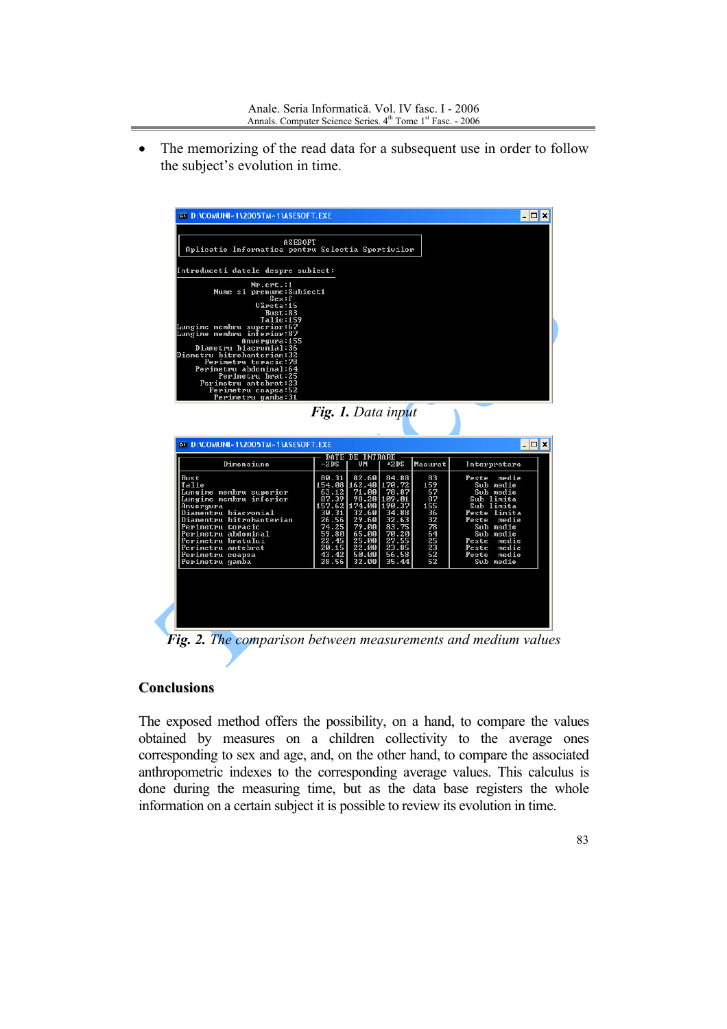- The memorizing of the read data for a subsequent use in order to follow the subject's evolution in time.

```
ASESOFT
Aplicatie Informatica pentru Selectia Sportivilor

Introduceti datele despre subiect:
                    Nr.crt.:1
           Nume si prenume:Subiect1
                        Sex:f
                     Vârsta:15
                       Bust:83
                      Talie:159
Lungime membru superior:67
Lungime membru inferior:87
                Anvergura:155
         Diametru biacromial:36
Diametru bitrohanterian:32
          Perimetru toracic:78
         Perimetru abdominal:64
              Perimetru brat:25
         Perimetru antebrat:23
            Perimetru coapsa:52
             Perimetru gamba:31
```

*Fig. 1. Data input*

| Dimensiune | DATE DE INTRARE -2DS | VM | +2DS | Masurat | Interpretare |
|---|---|---|---|---|---|
| Bust | 80.31 | 82.60 | 84.88 | 83 | Peste medie |
| Talie | 154.08 | 162.40 | 170.72 | 159 | Sub medie |
| Lungime membru superior | 63.12 | 71.00 | 78.07 | 67 | Sub medie |
| Lungime membru inferior | 87.39 | 98.20 | 109.01 | 87 | Sub limita |
| Anvergura | 157.62 | 174.00 | 190.37 | 155 | Sub limita |
| Diametru biacromial | 30.31 | 32.60 | 34.88 | 36 | Peste limita |
| Diametru bitrohanterian | 26.56 | 29.60 | 32.63 | 32 | Peste medie |
| Perimetru toracic | 74.25 | 79.00 | 83.75 | 78 | Sub medie |
| Perimetru abdominal | 59.80 | 65.00 | 70.20 | 64 | Sub medie |
| Perimetru bratului | 22.45 | 25.00 | 27.55 | 25 | Peste medie |
| Perimetru antebrat | 20.15 | 22.00 | 23.85 | 23 | Peste medie |
| Perimetru coapsa | 43.42 | 50.00 | 56.58 | 52 | Peste medie |
| Perimetru gamba | 28.56 | 32.00 | 35.44 | 52 | Sub medie |

*Fig. 2. The comparison between measurements and medium values*

## Conclusions

The exposed method offers the possibility, on a hand, to compare the values obtained by measures on a children collectivity to the average ones corresponding to sex and age, and, on the other hand, to compare the associated anthropometric indexes to the corresponding average values. This calculus is done during the measuring time, but as the data base registers the whole information on a certain subject it is possible to review its evolution in time.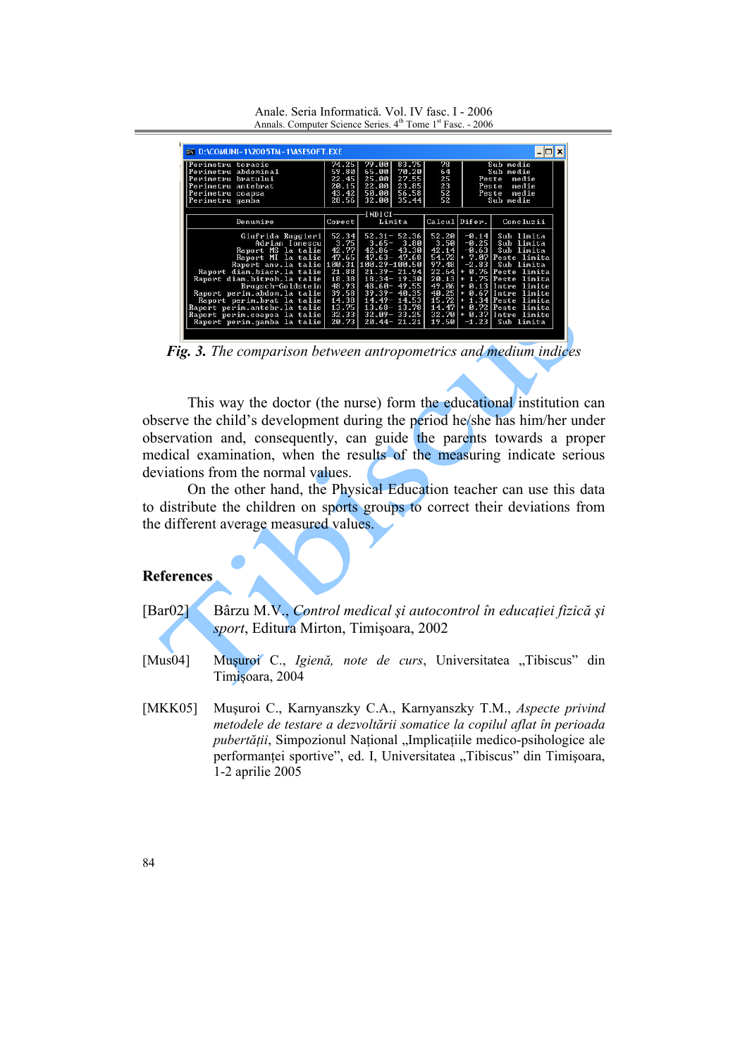| | | | | | |
|---|---|---|---|---|---|
| Perimetru toracic | 74.25 | 79.00 | 83.75 | 78 | Sub medie |
| Perimetru abdominal | 59.80 | 65.00 | 70.20 | 64 | Sub medie |
| Perimetru bratului | 22.45 | 25.00 | 27.55 | 25 | Peste medie |
| Perimetru antebrat | 20.15 | 22.00 | 23.85 | 23 | Peste medie |
| Perimetru coapsa | 43.42 | 50.00 | 56.58 | 52 | Peste medie |
| Perimetru gamba | 28.56 | 32.00 | 35.44 | 32 | Sub medie |

INDICI

| Denumire | Corect | Limita | Calcul | Difer. | Concluzii |
|---|---|---|---|---|---|
| Giufrida Ruggieri | 52.34 | 52.31- 52.36 | 52.20 | -0.14 | Sub limita |
| Adrian Ionescu | 3.75 | 3.65- 3.80 | 3.50 | -0.25 | Sub limita |
| Raport MS la talie | 42.77 | 42.06- 43.30 | 42.14 | -0.63 | Sub limita |
| Raport MI la talie | 47.65 | 47.63- 47.68 | 54.72 | + 7.07 | Peste limita |
| Raport anv.la talie | 100.31 | 100.29-100.50 | 97.48 | -2.83 | Sub limita |
| Raport diam.biacr.la talie | 21.88 | 21.39- 21.94 | 22.64 | + 0.76 | Peste limita |
| Raport diam.bitroh.la talie | 18.38 | 18.34- 19.30 | 20.13 | + 1.75 | Peste limita |
| Brugsch-Goldstein | 48.93 | 48.60- 49.55 | 49.06 | + 0.13 | Intre limite |
| Raport perim.abdom.la talie | 39.58 | 39.39- 40.35 | 40.25 | + 0.67 | Intre limite |
| Raport perim.brat la talie | 14.38 | 14.47- 14.53 | 15.72 | + 1.34 | Peste limita |
| Raport perim.antebr.la talie | 13.75 | 13.60- 13.78 | 14.47 | + 0.72 | Peste limita |
| Raport perim.coapsa la talie | 32.33 | 32.09- 33.25 | 32.70 | + 0.37 | Intre limite |
| Raport perim.gamba la talie | 20.73 | 20.44- 21.21 | 19.50 | -1.23 | Sub limita |

***Fig. 3.*** *The comparison between antropometrics and medium indices*

This way the doctor (the nurse) form the educational institution can observe the child's development during the period he/she has him/her under observation and, consequently, can guide the parents towards a proper medical examination, when the results of the measuring indicate serious deviations from the normal values.

On the other hand, the Physical Education teacher can use this data to distribute the children on sports groups to correct their deviations from the different average measured values.

## References

[Bar02] Bârzu M.V., *Control medical şi autocontrol în educației fizică şi sport*, Editura Mirton, Timişoara, 2002

[Mus04] Muşuroi C., *Igienă, note de curs*, Universitatea „Tibiscus" din Timişoara, 2004

[MKK05] Muşuroi C., Karnyanszky C.A., Karnyanszky T.M., *Aspecte privind metodele de testare a dezvoltării somatice la copilul aflat în perioada pubertății*, Simpozionul Național „Implicațiile medico-psihologice ale performanței sportive", ed. I, Universitatea „Tibiscus" din Timişoara, 1-2 aprilie 2005